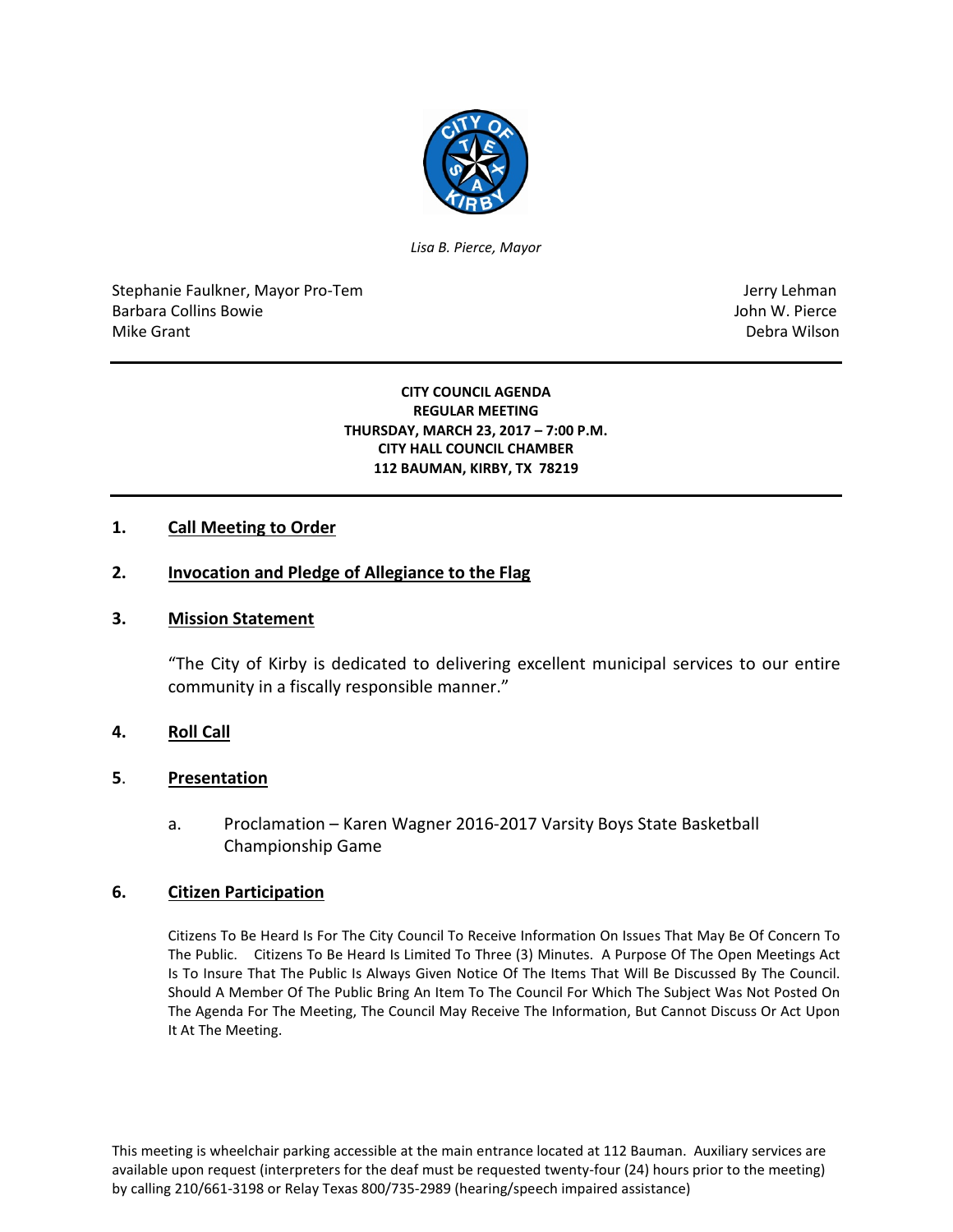*Lisa B. Pierce, Mayor*

Stephanie Faulkner, Mayor Pro-Tem
Barbara Collins Bowie
Mike Grant

Jerry Lehman
John W. Pierce
Debra Wilson

**CITY COUNCIL AGENDA**
**REGULAR MEETING**
**THURSDAY, MARCH 23, 2017 – 7:00 P.M.**
**CITY HALL COUNCIL CHAMBER**
**112 BAUMAN, KIRBY, TX 78219**

## 1. Call Meeting to Order

## 2. Invocation and Pledge of Allegiance to the Flag

## 3. Mission Statement

"The City of Kirby is dedicated to delivering excellent municipal services to our entire community in a fiscally responsible manner."

## 4. Roll Call

## 5. Presentation

a. Proclamation – Karen Wagner 2016-2017 Varsity Boys State Basketball Championship Game

## 6. Citizen Participation

Citizens To Be Heard Is For The City Council To Receive Information On Issues That May Be Of Concern To The Public. Citizens To Be Heard Is Limited To Three (3) Minutes. A Purpose Of The Open Meetings Act Is To Insure That The Public Is Always Given Notice Of The Items That Will Be Discussed By The Council. Should A Member Of The Public Bring An Item To The Council For Which The Subject Was Not Posted On The Agenda For The Meeting, The Council May Receive The Information, But Cannot Discuss Or Act Upon It At The Meeting.

This meeting is wheelchair parking accessible at the main entrance located at 112 Bauman. Auxiliary services are available upon request (interpreters for the deaf must be requested twenty-four (24) hours prior to the meeting) by calling 210/661-3198 or Relay Texas 800/735-2989 (hearing/speech impaired assistance)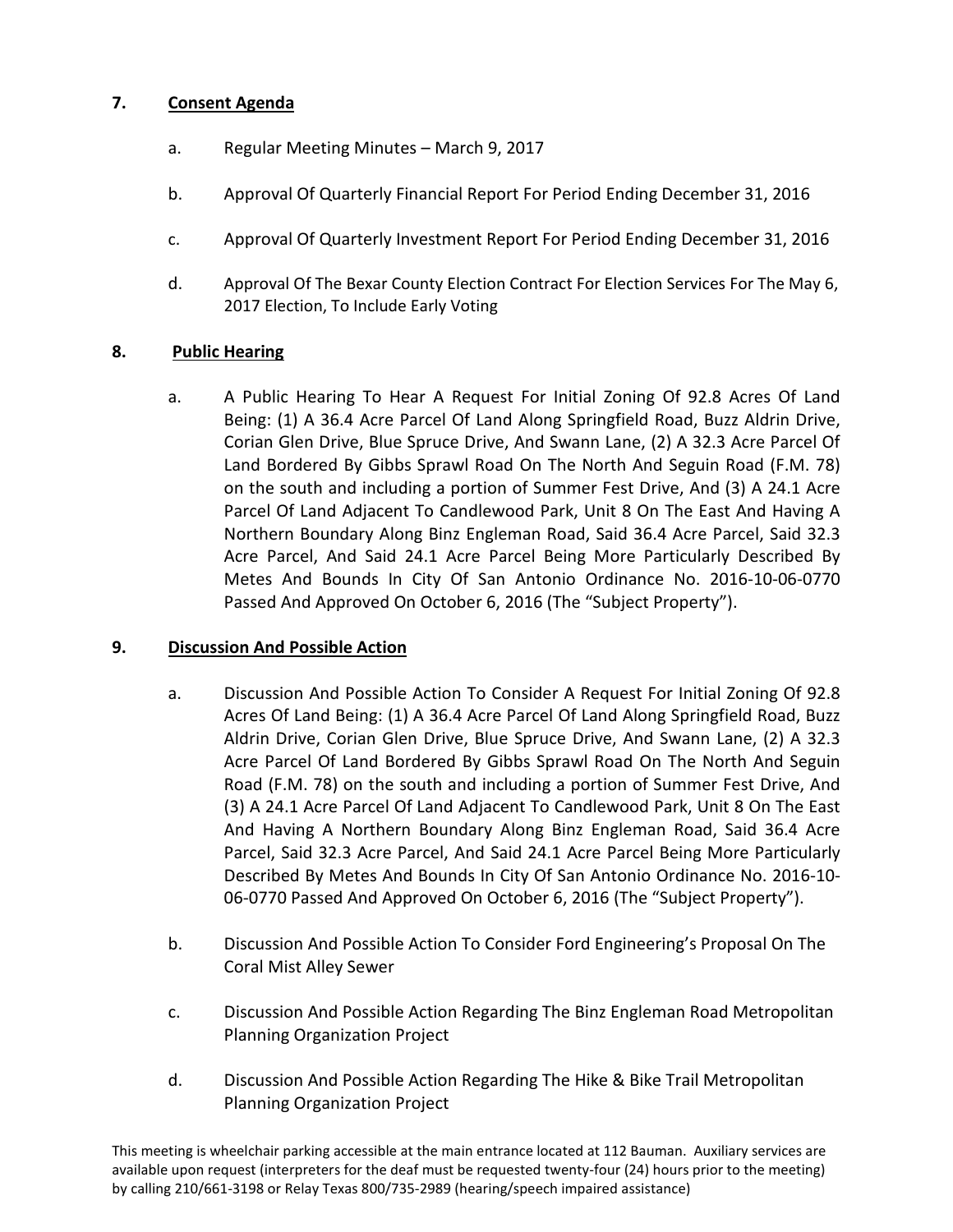## 7. Consent Agenda

a. Regular Meeting Minutes – March 9, 2017

b. Approval Of Quarterly Financial Report For Period Ending December 31, 2016

c. Approval Of Quarterly Investment Report For Period Ending December 31, 2016

d. Approval Of The Bexar County Election Contract For Election Services For The May 6, 2017 Election, To Include Early Voting

## 8. Public Hearing

a. A Public Hearing To Hear A Request For Initial Zoning Of 92.8 Acres Of Land Being: (1) A 36.4 Acre Parcel Of Land Along Springfield Road, Buzz Aldrin Drive, Corian Glen Drive, Blue Spruce Drive, And Swann Lane, (2) A 32.3 Acre Parcel Of Land Bordered By Gibbs Sprawl Road On The North And Seguin Road (F.M. 78) on the south and including a portion of Summer Fest Drive, And (3) A 24.1 Acre Parcel Of Land Adjacent To Candlewood Park, Unit 8 On The East And Having A Northern Boundary Along Binz Engleman Road, Said 36.4 Acre Parcel, Said 32.3 Acre Parcel, And Said 24.1 Acre Parcel Being More Particularly Described By Metes And Bounds In City Of San Antonio Ordinance No. 2016-10-06-0770 Passed And Approved On October 6, 2016 (The "Subject Property").

## 9. Discussion And Possible Action

a. Discussion And Possible Action To Consider A Request For Initial Zoning Of 92.8 Acres Of Land Being: (1) A 36.4 Acre Parcel Of Land Along Springfield Road, Buzz Aldrin Drive, Corian Glen Drive, Blue Spruce Drive, And Swann Lane, (2) A 32.3 Acre Parcel Of Land Bordered By Gibbs Sprawl Road On The North And Seguin Road (F.M. 78) on the south and including a portion of Summer Fest Drive, And (3) A 24.1 Acre Parcel Of Land Adjacent To Candlewood Park, Unit 8 On The East And Having A Northern Boundary Along Binz Engleman Road, Said 36.4 Acre Parcel, Said 32.3 Acre Parcel, And Said 24.1 Acre Parcel Being More Particularly Described By Metes And Bounds In City Of San Antonio Ordinance No. 2016-10-06-0770 Passed And Approved On October 6, 2016 (The "Subject Property").

b. Discussion And Possible Action To Consider Ford Engineering's Proposal On The Coral Mist Alley Sewer

c. Discussion And Possible Action Regarding The Binz Engleman Road Metropolitan Planning Organization Project

d. Discussion And Possible Action Regarding The Hike & Bike Trail Metropolitan Planning Organization Project

This meeting is wheelchair parking accessible at the main entrance located at 112 Bauman. Auxiliary services are available upon request (interpreters for the deaf must be requested twenty-four (24) hours prior to the meeting) by calling 210/661-3198 or Relay Texas 800/735-2989 (hearing/speech impaired assistance)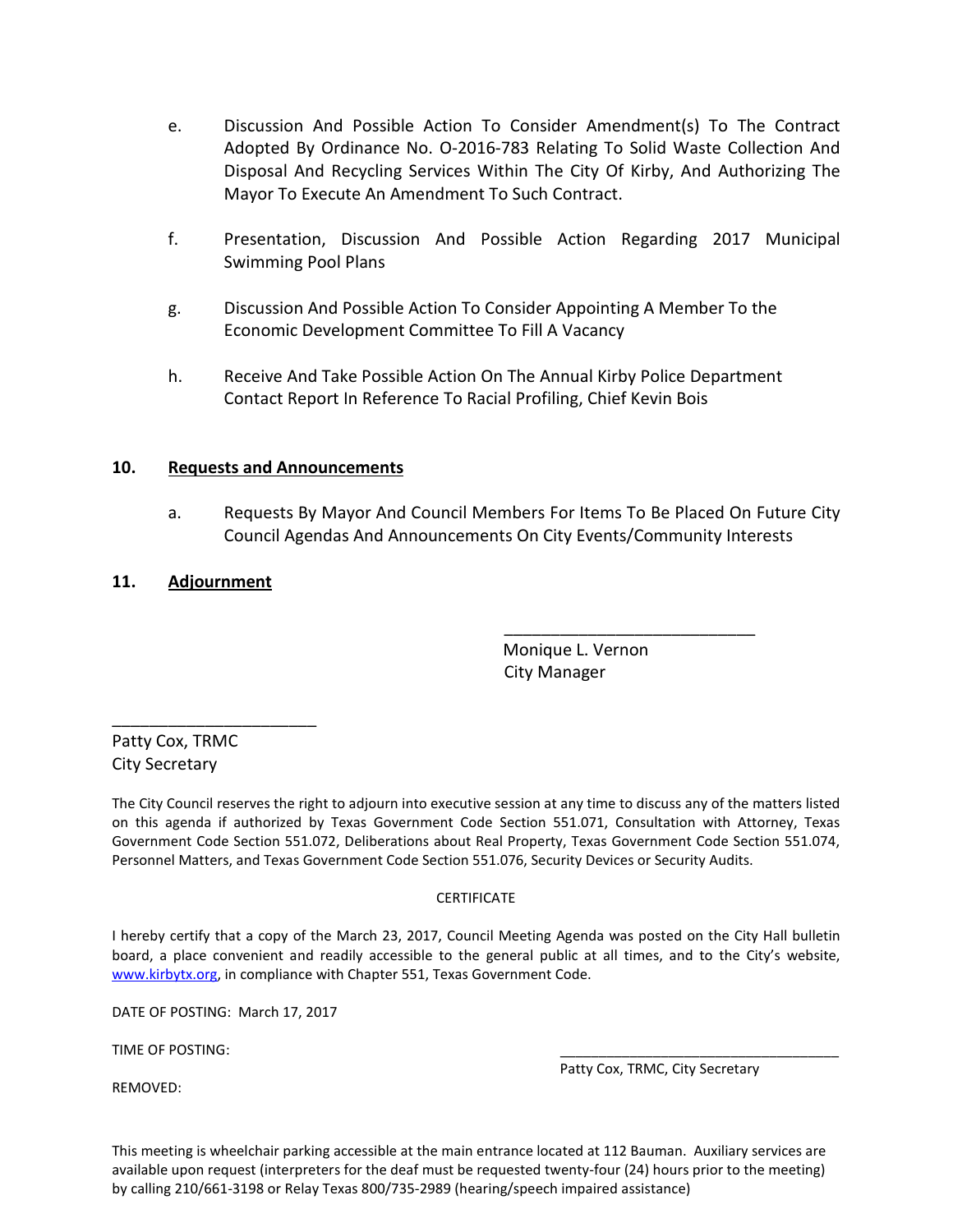e. Discussion And Possible Action To Consider Amendment(s) To The Contract Adopted By Ordinance No. O-2016-783 Relating To Solid Waste Collection And Disposal And Recycling Services Within The City Of Kirby, And Authorizing The Mayor To Execute An Amendment To Such Contract.

f. Presentation, Discussion And Possible Action Regarding 2017 Municipal Swimming Pool Plans

g. Discussion And Possible Action To Consider Appointing A Member To the Economic Development Committee To Fill A Vacancy

h. Receive And Take Possible Action On The Annual Kirby Police Department Contact Report In Reference To Racial Profiling, Chief Kevin Bois

## 10. Requests and Announcements

a. Requests By Mayor And Council Members For Items To Be Placed On Future City Council Agendas And Announcements On City Events/Community Interests

## 11. Adjournment

____________________________
Monique L. Vernon
City Manager

______________________
Patty Cox, TRMC
City Secretary

The City Council reserves the right to adjourn into executive session at any time to discuss any of the matters listed on this agenda if authorized by Texas Government Code Section 551.071, Consultation with Attorney, Texas Government Code Section 551.072, Deliberations about Real Property, Texas Government Code Section 551.074, Personnel Matters, and Texas Government Code Section 551.076, Security Devices or Security Audits.

CERTIFICATE

I hereby certify that a copy of the March 23, 2017, Council Meeting Agenda was posted on the City Hall bulletin board, a place convenient and readily accessible to the general public at all times, and to the City's website, www.kirbytx.org, in compliance with Chapter 551, Texas Government Code.

DATE OF POSTING: March 17, 2017

TIME OF POSTING:

__________________________________
Patty Cox, TRMC, City Secretary

REMOVED:

This meeting is wheelchair parking accessible at the main entrance located at 112 Bauman. Auxiliary services are available upon request (interpreters for the deaf must be requested twenty-four (24) hours prior to the meeting) by calling 210/661-3198 or Relay Texas 800/735-2989 (hearing/speech impaired assistance)